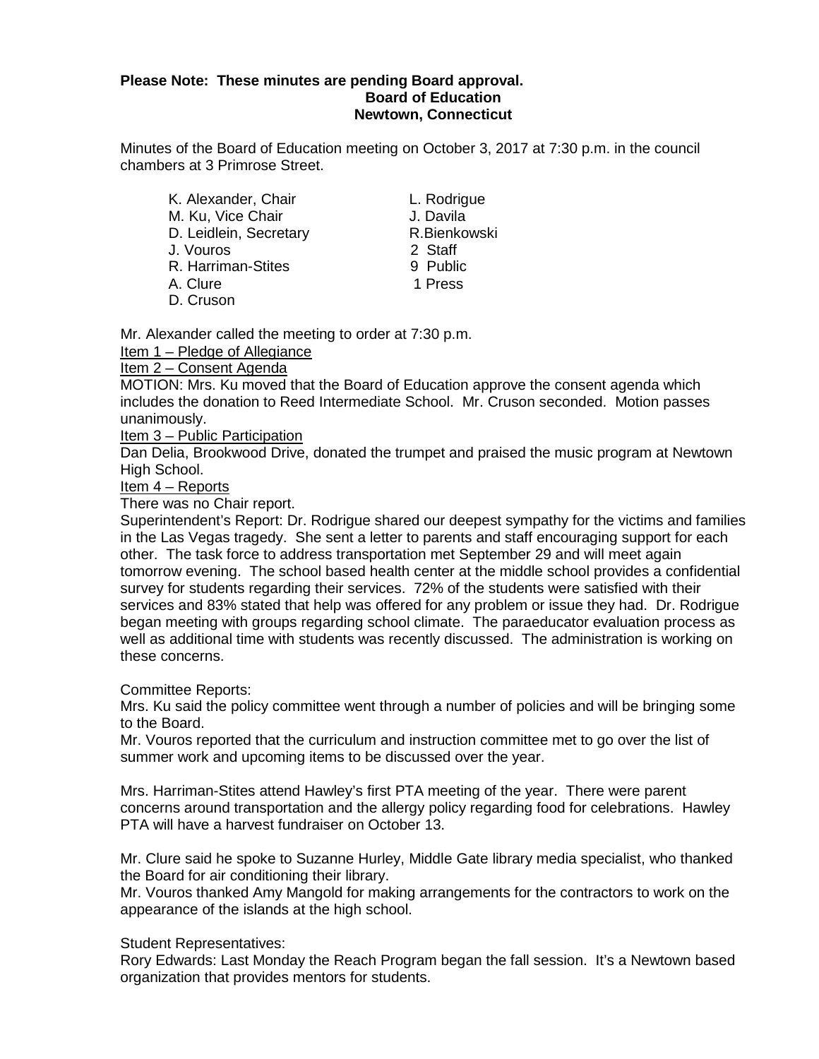**Please Note: These minutes are pending Board approval.**

**Board of Education**
**Newtown, Connecticut**

Minutes of the Board of Education meeting on October 3, 2017 at 7:30 p.m. in the council chambers at 3 Primrose Street.

| | |
|---|---|
| K. Alexander, Chair | L. Rodrigue |
| M. Ku, Vice Chair | J. Davila |
| D. Leidlein, Secretary | R.Bienkowski |
| J. Vouros | 2 Staff |
| R. Harriman-Stites | 9 Public |
| A. Clure | 1 Press |
| D. Cruson | |

Mr. Alexander called the meeting to order at 7:30 p.m.

Item 1 – Pledge of Allegiance

Item 2 – Consent Agenda

MOTION: Mrs. Ku moved that the Board of Education approve the consent agenda which includes the donation to Reed Intermediate School. Mr. Cruson seconded. Motion passes unanimously.

Item 3 – Public Participation

Dan Delia, Brookwood Drive, donated the trumpet and praised the music program at Newtown High School.

Item 4 – Reports

There was no Chair report.

Superintendent's Report: Dr. Rodrigue shared our deepest sympathy for the victims and families in the Las Vegas tragedy. She sent a letter to parents and staff encouraging support for each other. The task force to address transportation met September 29 and will meet again tomorrow evening. The school based health center at the middle school provides a confidential survey for students regarding their services. 72% of the students were satisfied with their services and 83% stated that help was offered for any problem or issue they had. Dr. Rodrigue began meeting with groups regarding school climate. The paraeducator evaluation process as well as additional time with students was recently discussed. The administration is working on these concerns.

Committee Reports:

Mrs. Ku said the policy committee went through a number of policies and will be bringing some to the Board.

Mr. Vouros reported that the curriculum and instruction committee met to go over the list of summer work and upcoming items to be discussed over the year.

Mrs. Harriman-Stites attend Hawley's first PTA meeting of the year. There were parent concerns around transportation and the allergy policy regarding food for celebrations. Hawley PTA will have a harvest fundraiser on October 13.

Mr. Clure said he spoke to Suzanne Hurley, Middle Gate library media specialist, who thanked the Board for air conditioning their library.

Mr. Vouros thanked Amy Mangold for making arrangements for the contractors to work on the appearance of the islands at the high school.

Student Representatives:

Rory Edwards: Last Monday the Reach Program began the fall session. It's a Newtown based organization that provides mentors for students.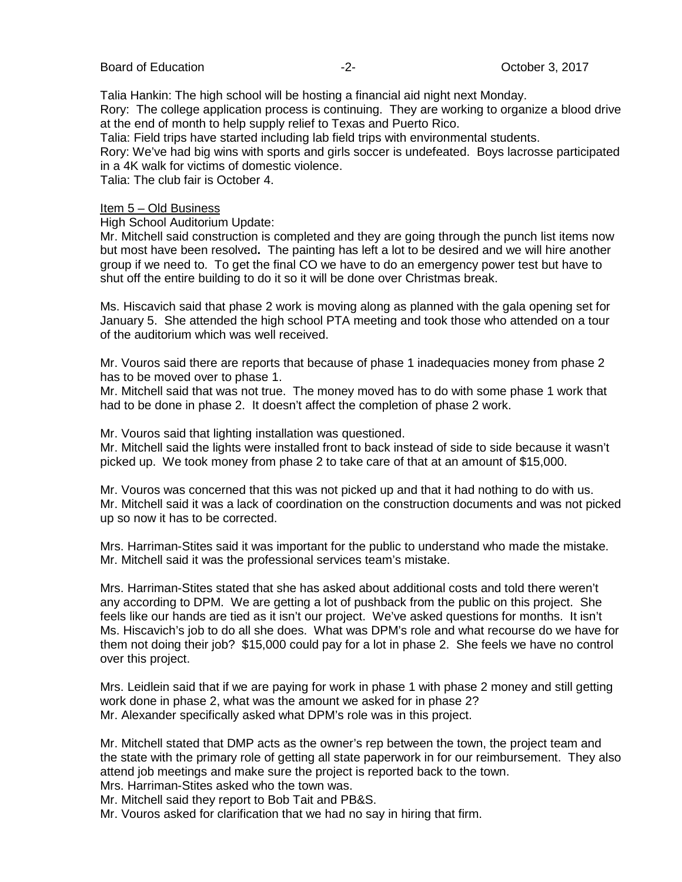Talia Hankin: The high school will be hosting a financial aid night next Monday.
Rory: The college application process is continuing. They are working to organize a blood drive at the end of month to help supply relief to Texas and Puerto Rico.
Talia: Field trips have started including lab field trips with environmental students.
Rory: We've had big wins with sports and girls soccer is undefeated. Boys lacrosse participated in a 4K walk for victims of domestic violence.
Talia: The club fair is October 4.

<u>Item 5 – Old Business</u>

High School Auditorium Update:
Mr. Mitchell said construction is completed and they are going through the punch list items now but most have been resolved**.** The painting has left a lot to be desired and we will hire another group if we need to. To get the final CO we have to do an emergency power test but have to shut off the entire building to do it so it will be done over Christmas break.

Ms. Hiscavich said that phase 2 work is moving along as planned with the gala opening set for January 5. She attended the high school PTA meeting and took those who attended on a tour of the auditorium which was well received.

Mr. Vouros said there are reports that because of phase 1 inadequacies money from phase 2 has to be moved over to phase 1.
Mr. Mitchell said that was not true. The money moved has to do with some phase 1 work that had to be done in phase 2. It doesn't affect the completion of phase 2 work.

Mr. Vouros said that lighting installation was questioned.
Mr. Mitchell said the lights were installed front to back instead of side to side because it wasn't picked up. We took money from phase 2 to take care of that at an amount of $15,000.

Mr. Vouros was concerned that this was not picked up and that it had nothing to do with us.
Mr. Mitchell said it was a lack of coordination on the construction documents and was not picked up so now it has to be corrected.

Mrs. Harriman-Stites said it was important for the public to understand who made the mistake.
Mr. Mitchell said it was the professional services team's mistake.

Mrs. Harriman-Stites stated that she has asked about additional costs and told there weren't any according to DPM. We are getting a lot of pushback from the public on this project. She feels like our hands are tied as it isn't our project. We've asked questions for months. It isn't Ms. Hiscavich's job to do all she does. What was DPM's role and what recourse do we have for them not doing their job? $15,000 could pay for a lot in phase 2. She feels we have no control over this project.

Mrs. Leidlein said that if we are paying for work in phase 1 with phase 2 money and still getting work done in phase 2, what was the amount we asked for in phase 2?
Mr. Alexander specifically asked what DPM's role was in this project.

Mr. Mitchell stated that DMP acts as the owner's rep between the town, the project team and the state with the primary role of getting all state paperwork in for our reimbursement. They also attend job meetings and make sure the project is reported back to the town.
Mrs. Harriman-Stites asked who the town was.
Mr. Mitchell said they report to Bob Tait and PB&S.
Mr. Vouros asked for clarification that we had no say in hiring that firm.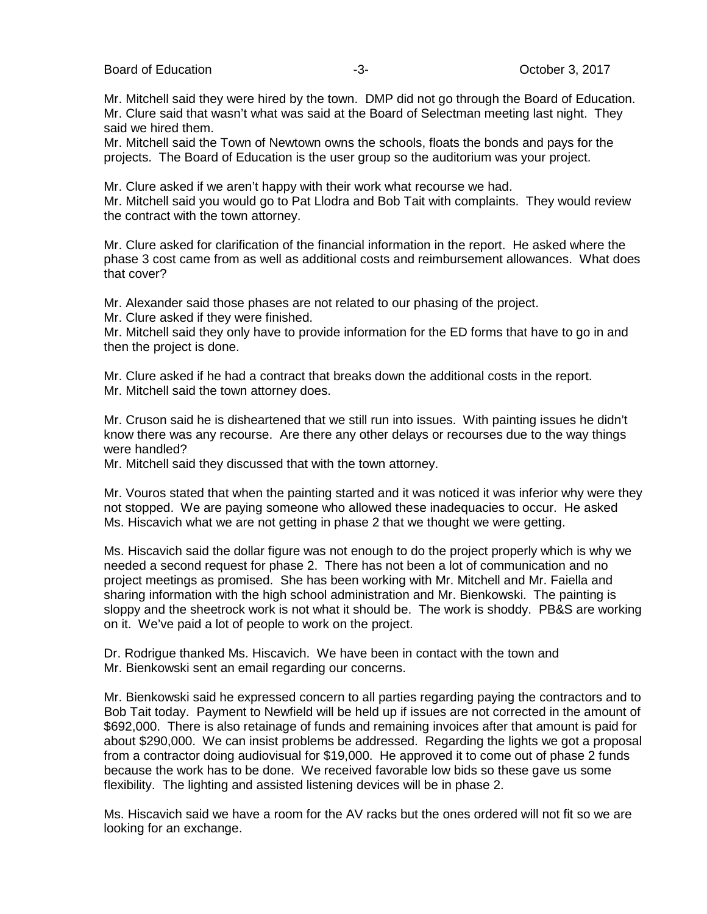Mr. Mitchell said they were hired by the town. DMP did not go through the Board of Education. Mr. Clure said that wasn't what was said at the Board of Selectman meeting last night. They said we hired them.

Mr. Mitchell said the Town of Newtown owns the schools, floats the bonds and pays for the projects. The Board of Education is the user group so the auditorium was your project.

Mr. Clure asked if we aren't happy with their work what recourse we had.

Mr. Mitchell said you would go to Pat Llodra and Bob Tait with complaints. They would review the contract with the town attorney.

Mr. Clure asked for clarification of the financial information in the report. He asked where the phase 3 cost came from as well as additional costs and reimbursement allowances. What does that cover?

Mr. Alexander said those phases are not related to our phasing of the project.

Mr. Clure asked if they were finished.

Mr. Mitchell said they only have to provide information for the ED forms that have to go in and then the project is done.

Mr. Clure asked if he had a contract that breaks down the additional costs in the report.

Mr. Mitchell said the town attorney does.

Mr. Cruson said he is disheartened that we still run into issues. With painting issues he didn't know there was any recourse. Are there any other delays or recourses due to the way things were handled?

Mr. Mitchell said they discussed that with the town attorney.

Mr. Vouros stated that when the painting started and it was noticed it was inferior why were they not stopped. We are paying someone who allowed these inadequacies to occur. He asked Ms. Hiscavich what we are not getting in phase 2 that we thought we were getting.

Ms. Hiscavich said the dollar figure was not enough to do the project properly which is why we needed a second request for phase 2. There has not been a lot of communication and no project meetings as promised. She has been working with Mr. Mitchell and Mr. Faiella and sharing information with the high school administration and Mr. Bienkowski. The painting is sloppy and the sheetrock work is not what it should be. The work is shoddy. PB&S are working on it. We've paid a lot of people to work on the project.

Dr. Rodrigue thanked Ms. Hiscavich. We have been in contact with the town and Mr. Bienkowski sent an email regarding our concerns.

Mr. Bienkowski said he expressed concern to all parties regarding paying the contractors and to Bob Tait today. Payment to Newfield will be held up if issues are not corrected in the amount of $692,000. There is also retainage of funds and remaining invoices after that amount is paid for about $290,000. We can insist problems be addressed. Regarding the lights we got a proposal from a contractor doing audiovisual for $19,000. He approved it to come out of phase 2 funds because the work has to be done. We received favorable low bids so these gave us some flexibility. The lighting and assisted listening devices will be in phase 2.

Ms. Hiscavich said we have a room for the AV racks but the ones ordered will not fit so we are looking for an exchange.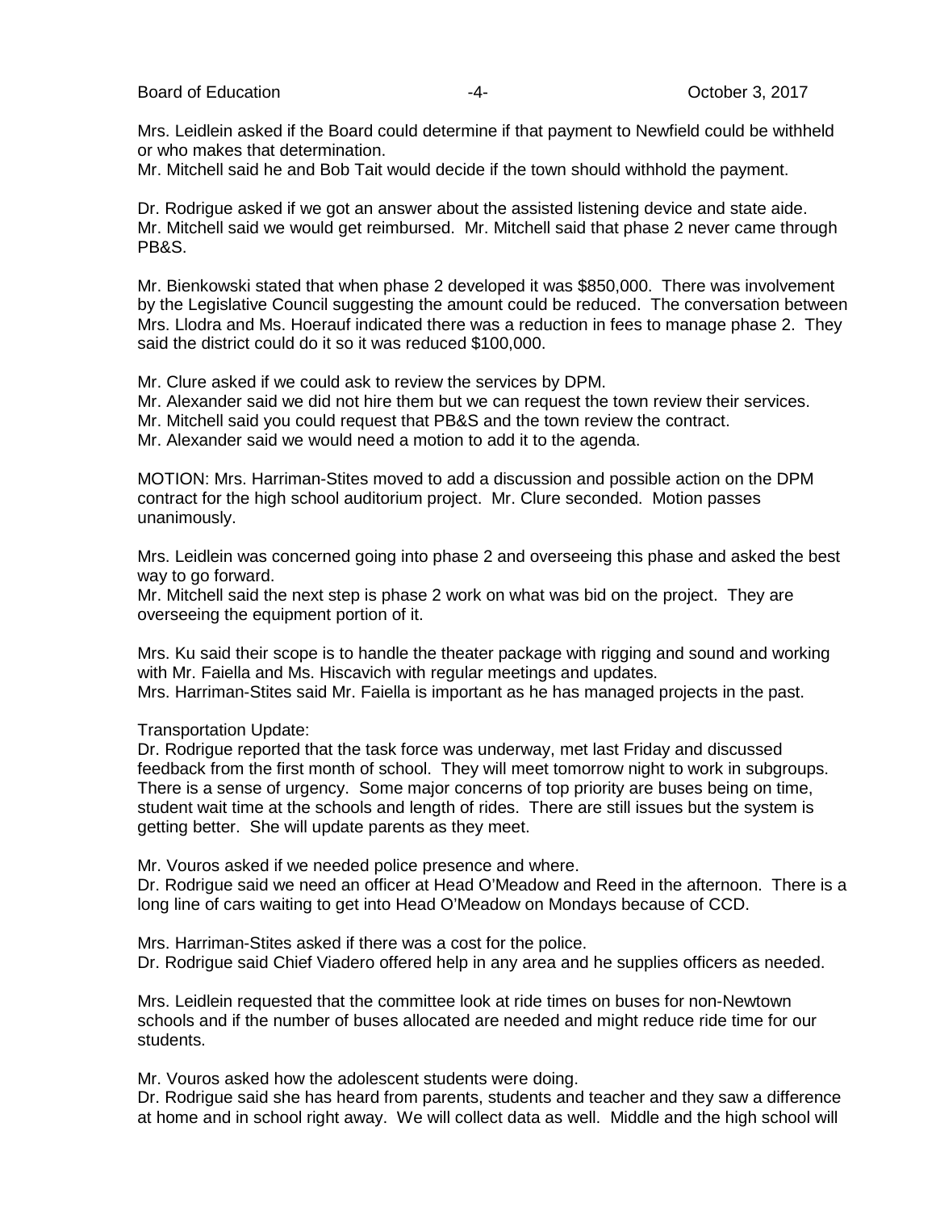Mrs. Leidlein asked if the Board could determine if that payment to Newfield could be withheld or who makes that determination.
Mr. Mitchell said he and Bob Tait would decide if the town should withhold the payment.

Dr. Rodrigue asked if we got an answer about the assisted listening device and state aide. Mr. Mitchell said we would get reimbursed. Mr. Mitchell said that phase 2 never came through PB&S.

Mr. Bienkowski stated that when phase 2 developed it was $850,000. There was involvement by the Legislative Council suggesting the amount could be reduced. The conversation between Mrs. Llodra and Ms. Hoerauf indicated there was a reduction in fees to manage phase 2. They said the district could do it so it was reduced $100,000.

Mr. Clure asked if we could ask to review the services by DPM.
Mr. Alexander said we did not hire them but we can request the town review their services.
Mr. Mitchell said you could request that PB&S and the town review the contract.
Mr. Alexander said we would need a motion to add it to the agenda.

MOTION: Mrs. Harriman-Stites moved to add a discussion and possible action on the DPM contract for the high school auditorium project. Mr. Clure seconded. Motion passes unanimously.

Mrs. Leidlein was concerned going into phase 2 and overseeing this phase and asked the best way to go forward.
Mr. Mitchell said the next step is phase 2 work on what was bid on the project. They are overseeing the equipment portion of it.

Mrs. Ku said their scope is to handle the theater package with rigging and sound and working with Mr. Faiella and Ms. Hiscavich with regular meetings and updates.
Mrs. Harriman-Stites said Mr. Faiella is important as he has managed projects in the past.

Transportation Update:
Dr. Rodrigue reported that the task force was underway, met last Friday and discussed feedback from the first month of school. They will meet tomorrow night to work in subgroups. There is a sense of urgency. Some major concerns of top priority are buses being on time, student wait time at the schools and length of rides. There are still issues but the system is getting better. She will update parents as they meet.

Mr. Vouros asked if we needed police presence and where.
Dr. Rodrigue said we need an officer at Head O'Meadow and Reed in the afternoon. There is a long line of cars waiting to get into Head O'Meadow on Mondays because of CCD.

Mrs. Harriman-Stites asked if there was a cost for the police.
Dr. Rodrigue said Chief Viadero offered help in any area and he supplies officers as needed.

Mrs. Leidlein requested that the committee look at ride times on buses for non-Newtown schools and if the number of buses allocated are needed and might reduce ride time for our students.

Mr. Vouros asked how the adolescent students were doing.
Dr. Rodrigue said she has heard from parents, students and teacher and they saw a difference at home and in school right away. We will collect data as well. Middle and the high school will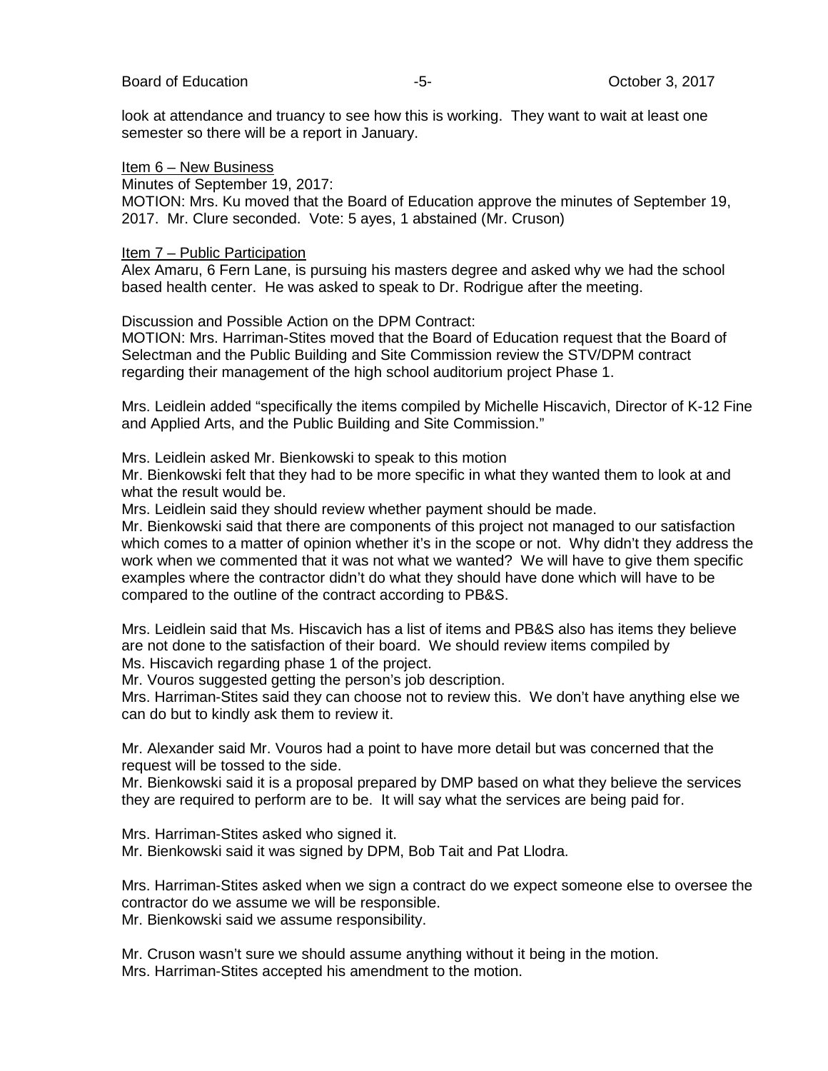look at attendance and truancy to see how this is working. They want to wait at least one semester so there will be a report in January.

Item 6 – New Business

Minutes of September 19, 2017:

MOTION: Mrs. Ku moved that the Board of Education approve the minutes of September 19, 2017. Mr. Clure seconded. Vote: 5 ayes, 1 abstained (Mr. Cruson)

Item 7 – Public Participation

Alex Amaru, 6 Fern Lane, is pursuing his masters degree and asked why we had the school based health center. He was asked to speak to Dr. Rodrigue after the meeting.

Discussion and Possible Action on the DPM Contract:

MOTION: Mrs. Harriman-Stites moved that the Board of Education request that the Board of Selectman and the Public Building and Site Commission review the STV/DPM contract regarding their management of the high school auditorium project Phase 1.

Mrs. Leidlein added "specifically the items compiled by Michelle Hiscavich, Director of K-12 Fine and Applied Arts, and the Public Building and Site Commission."

Mrs. Leidlein asked Mr. Bienkowski to speak to this motion

Mr. Bienkowski felt that they had to be more specific in what they wanted them to look at and what the result would be.

Mrs. Leidlein said they should review whether payment should be made.

Mr. Bienkowski said that there are components of this project not managed to our satisfaction which comes to a matter of opinion whether it's in the scope or not. Why didn't they address the work when we commented that it was not what we wanted? We will have to give them specific examples where the contractor didn't do what they should have done which will have to be compared to the outline of the contract according to PB&S.

Mrs. Leidlein said that Ms. Hiscavich has a list of items and PB&S also has items they believe are not done to the satisfaction of their board. We should review items compiled by Ms. Hiscavich regarding phase 1 of the project.

Mr. Vouros suggested getting the person's job description.

Mrs. Harriman-Stites said they can choose not to review this. We don't have anything else we can do but to kindly ask them to review it.

Mr. Alexander said Mr. Vouros had a point to have more detail but was concerned that the request will be tossed to the side.

Mr. Bienkowski said it is a proposal prepared by DMP based on what they believe the services they are required to perform are to be. It will say what the services are being paid for.

Mrs. Harriman-Stites asked who signed it.

Mr. Bienkowski said it was signed by DPM, Bob Tait and Pat Llodra.

Mrs. Harriman-Stites asked when we sign a contract do we expect someone else to oversee the contractor do we assume we will be responsible.

Mr. Bienkowski said we assume responsibility.

Mr. Cruson wasn't sure we should assume anything without it being in the motion.

Mrs. Harriman-Stites accepted his amendment to the motion.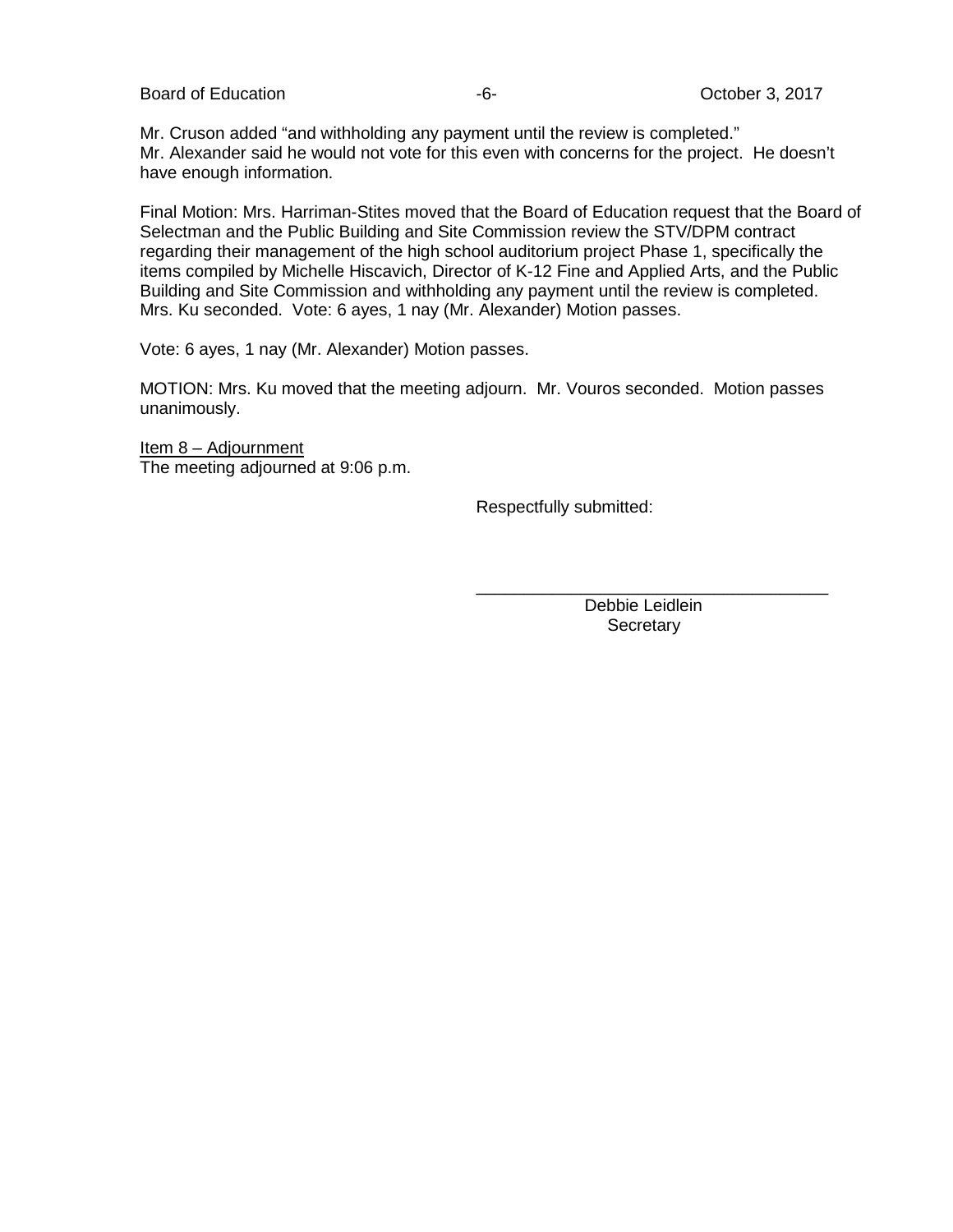Mr. Cruson added “and withholding any payment until the review is completed.”
Mr. Alexander said he would not vote for this even with concerns for the project. He doesn’t have enough information.

Final Motion: Mrs. Harriman-Stites moved that the Board of Education request that the Board of Selectman and the Public Building and Site Commission review the STV/DPM contract regarding their management of the high school auditorium project Phase 1, specifically the items compiled by Michelle Hiscavich, Director of K-12 Fine and Applied Arts, and the Public Building and Site Commission and withholding any payment until the review is completed. Mrs. Ku seconded. Vote: 6 ayes, 1 nay (Mr. Alexander) Motion passes.

Vote: 6 ayes, 1 nay (Mr. Alexander) Motion passes.

MOTION: Mrs. Ku moved that the meeting adjourn. Mr. Vouros seconded. Motion passes unanimously.

Item 8 – Adjournment
The meeting adjourned at 9:06 p.m.

Respectfully submitted:

\_\_\_\_\_\_\_\_\_\_\_\_\_\_\_\_\_\_\_\_\_\_\_\_\_\_\_\_\_\_\_\_\_\_\_\_\_\_

Debbie Leidlein
Secretary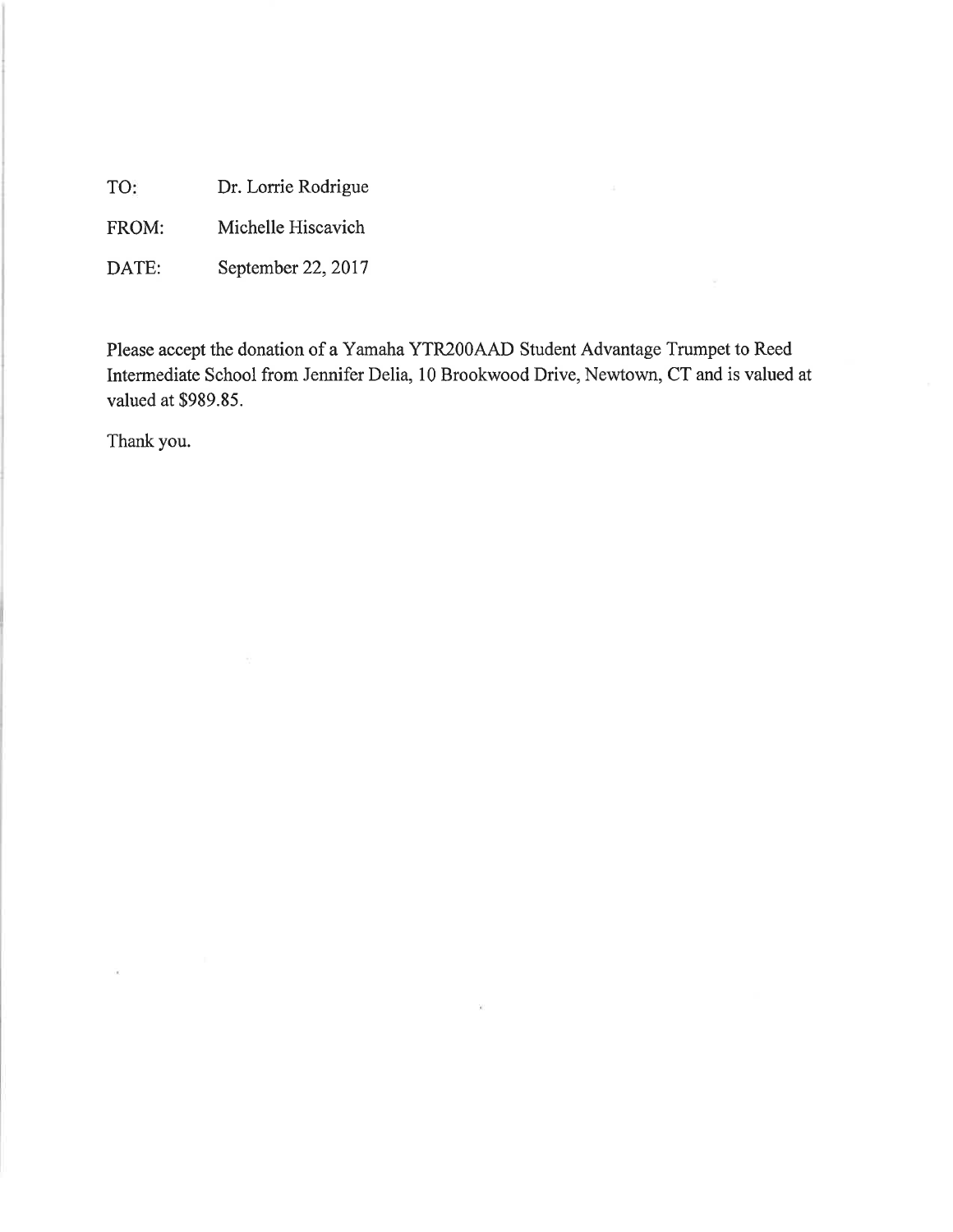TO: Dr. Lorrie Rodrigue

FROM: Michelle Hiscavich

DATE: September 22, 2017

Please accept the donation of a Yamaha YTR200AAD Student Advantage Trumpet to Reed Intermediate School from Jennifer Delia, 10 Brookwood Drive, Newtown, CT and is valued at valued at $989.85.

Thank you.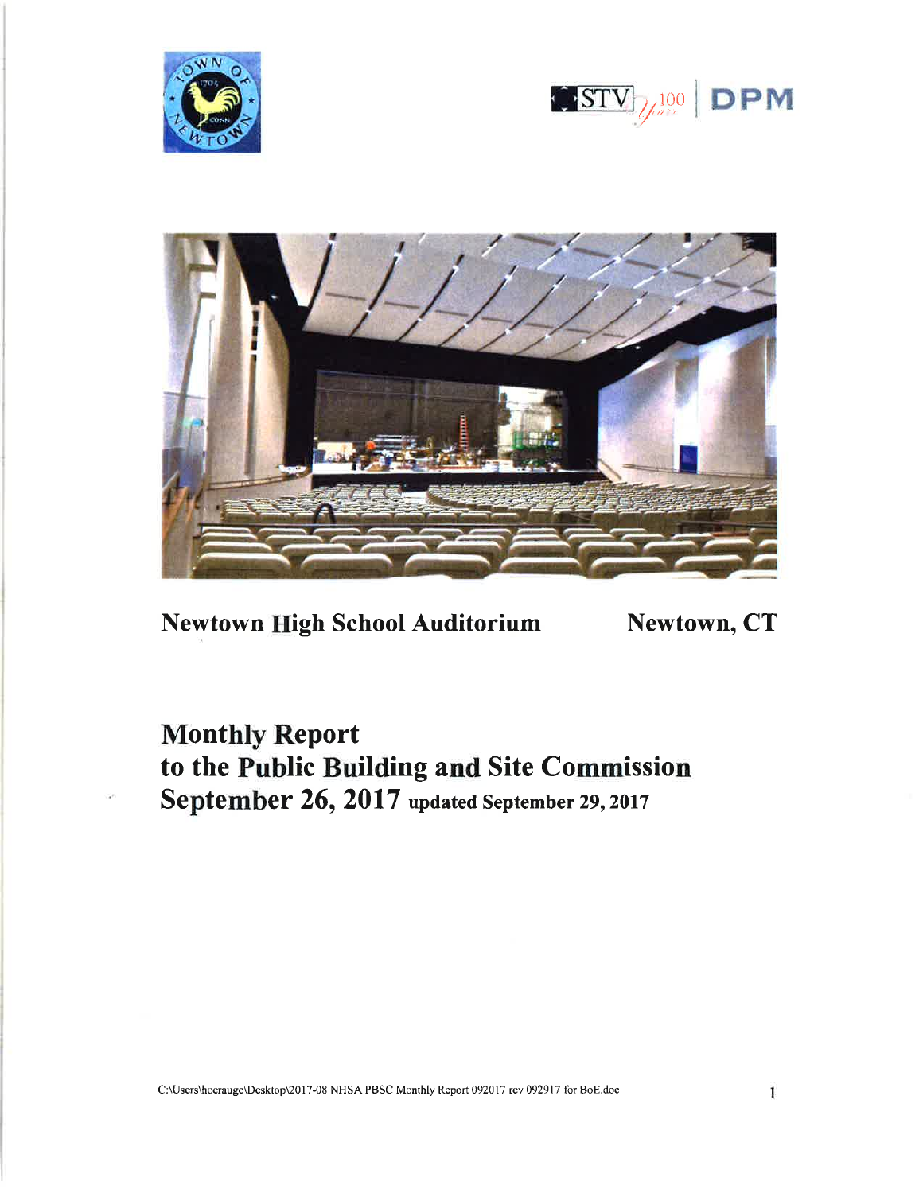Newtown High School Auditorium    Newtown, CT

# Monthly Report
# to the Public Building and Site Commission
# September 26, 2017 updated September 29, 2017

C:\Users\hoerauge\Desktop\2017-08 NHSA PBSC Monthly Report 092017 rev 092917 for BoE.doc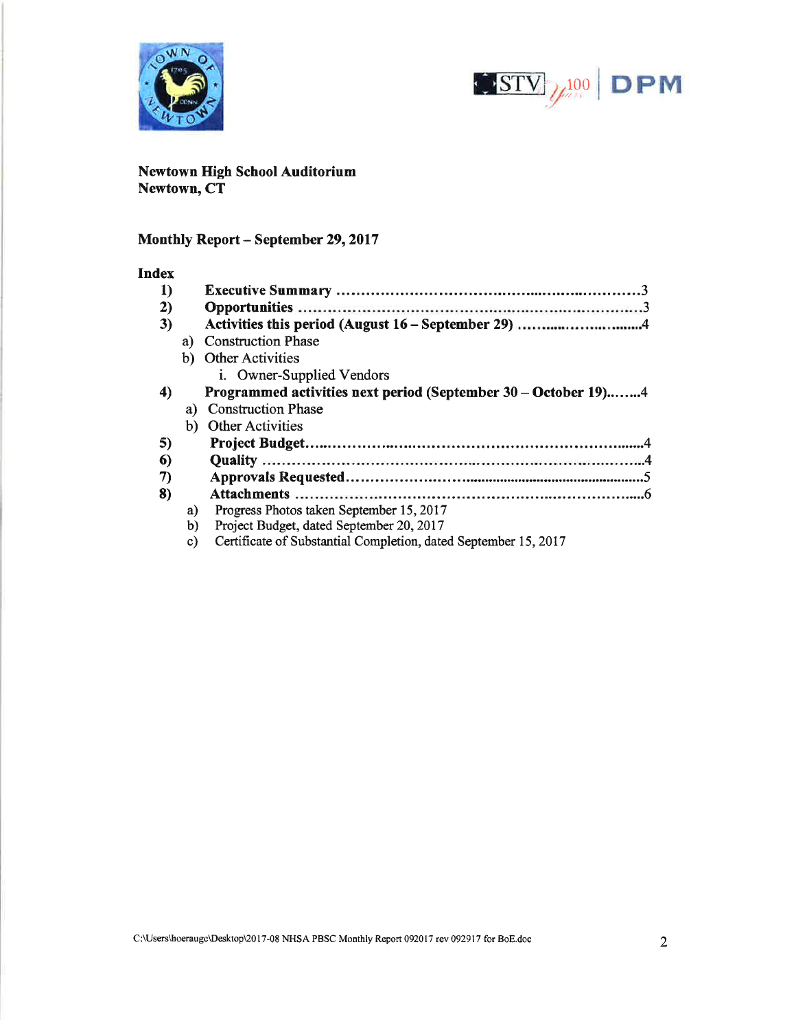**Newtown High School Auditorium**
**Newtown, CT**

**Monthly Report – September 29, 2017**

**Index**

1) **Executive Summary** ........................................................3
2) **Opportunities** ................................................................3
3) **Activities this period (August 16 – September 29)** ..................4
   a) Construction Phase
   b) Other Activities
      i. Owner-Supplied Vendors
4) **Programmed activities next period (September 30 – October 19)**........4
   a) Construction Phase
   b) Other Activities
5) **Project Budget**..............................................................4
6) **Quality** .......................................................................4
7) **Approvals Requested**........................................................5
8) **Attachments** .................................................................6
   a) Progress Photos taken September 15, 2017
   b) Project Budget, dated September 20, 2017
   c) Certificate of Substantial Completion, dated September 15, 2017

C:\Users\hoeraugc\Desktop\2017-08 NHSA PBSC Monthly Report 092017 rev 092917 for BoE.doc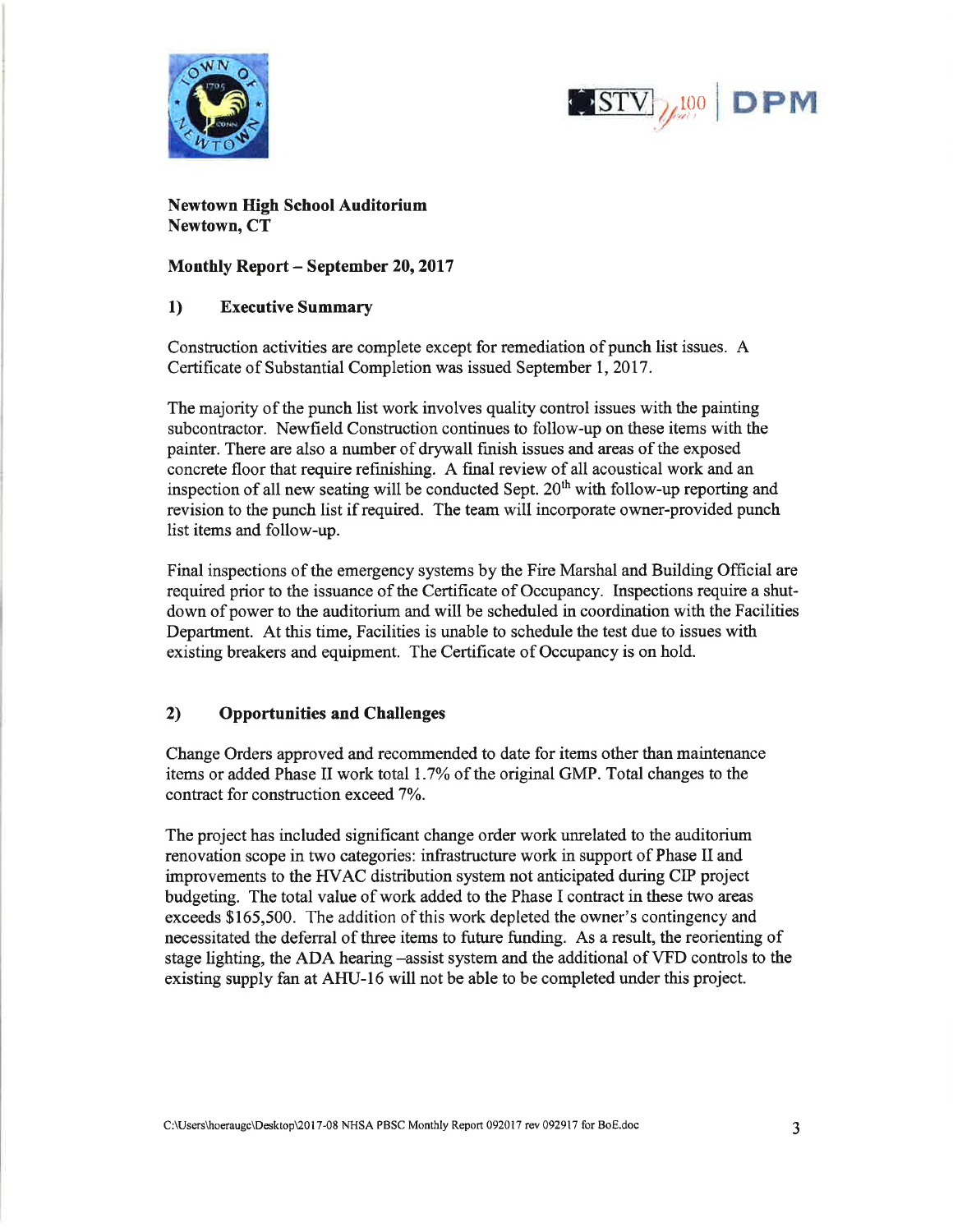**Newtown High School Auditorium**
**Newtown, CT**

**Monthly Report – September 20, 2017**

## 1) Executive Summary

Construction activities are complete except for remediation of punch list issues. A Certificate of Substantial Completion was issued September 1, 2017.

The majority of the punch list work involves quality control issues with the painting subcontractor. Newfield Construction continues to follow-up on these items with the painter. There are also a number of drywall finish issues and areas of the exposed concrete floor that require refinishing. A final review of all acoustical work and an inspection of all new seating will be conducted Sept. 20th with follow-up reporting and revision to the punch list if required. The team will incorporate owner-provided punch list items and follow-up.

Final inspections of the emergency systems by the Fire Marshal and Building Official are required prior to the issuance of the Certificate of Occupancy. Inspections require a shut-down of power to the auditorium and will be scheduled in coordination with the Facilities Department. At this time, Facilities is unable to schedule the test due to issues with existing breakers and equipment. The Certificate of Occupancy is on hold.

## 2) Opportunities and Challenges

Change Orders approved and recommended to date for items other than maintenance items or added Phase II work total 1.7% of the original GMP. Total changes to the contract for construction exceed 7%.

The project has included significant change order work unrelated to the auditorium renovation scope in two categories: infrastructure work in support of Phase II and improvements to the HVAC distribution system not anticipated during CIP project budgeting. The total value of work added to the Phase I contract in these two areas exceeds $165,500. The addition of this work depleted the owner's contingency and necessitated the deferral of three items to future funding. As a result, the reorienting of stage lighting, the ADA hearing –assist system and the additional of VFD controls to the existing supply fan at AHU-16 will not be able to be completed under this project.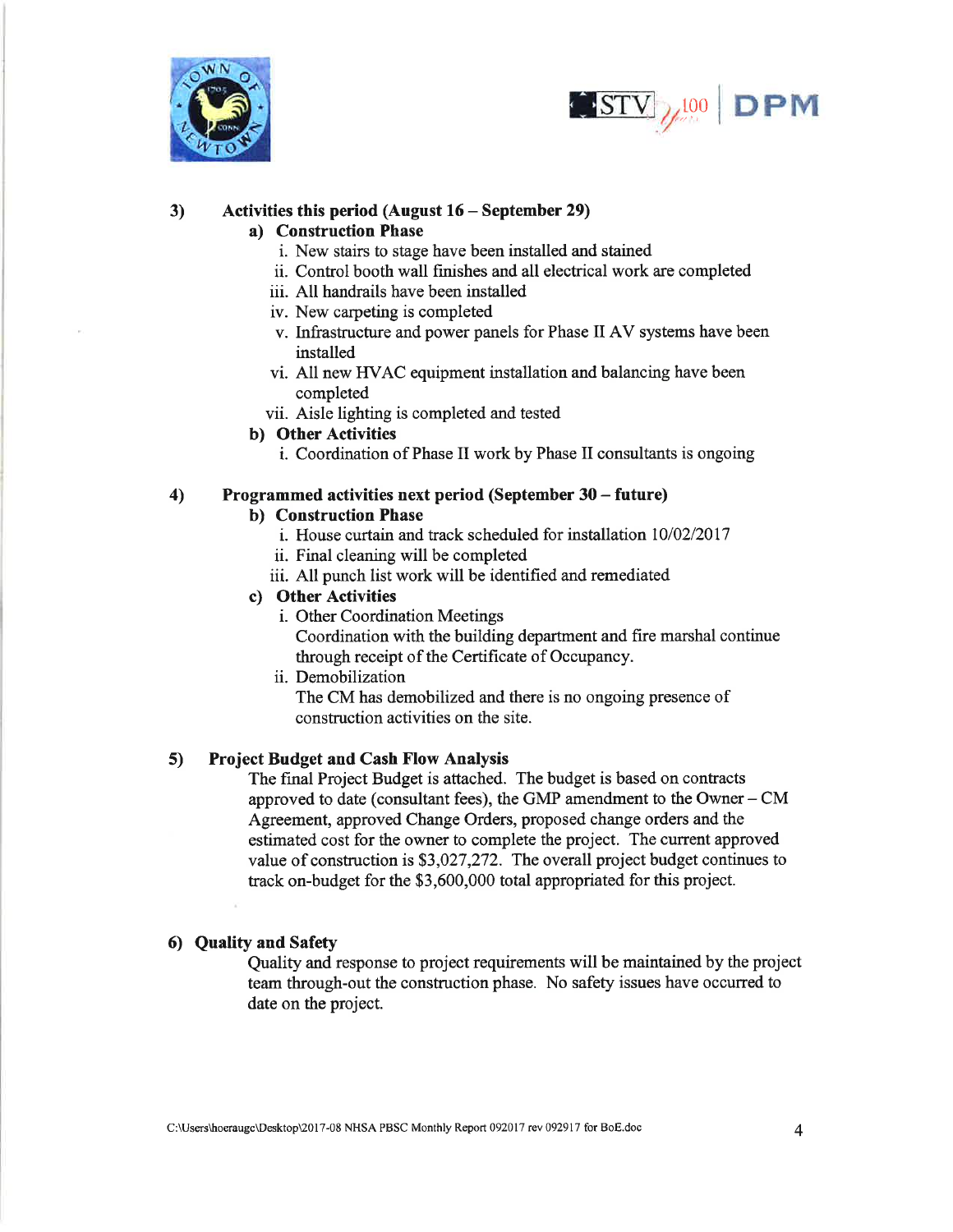## 3) Activities this period (August 16 – September 29)

**a) Construction Phase**

i. New stairs to stage have been installed and stained
ii. Control booth wall finishes and all electrical work are completed
iii. All handrails have been installed
iv. New carpeting is completed
v. Infrastructure and power panels for Phase II AV systems have been installed
vi. All new HVAC equipment installation and balancing have been completed
vii. Aisle lighting is completed and tested

**b) Other Activities**

i. Coordination of Phase II work by Phase II consultants is ongoing

## 4) Programmed activities next period (September 30 – future)

**b) Construction Phase**

i. House curtain and track scheduled for installation 10/02/2017
ii. Final cleaning will be completed
iii. All punch list work will be identified and remediated

**c) Other Activities**

i. Other Coordination Meetings
Coordination with the building department and fire marshal continue through receipt of the Certificate of Occupancy.
ii. Demobilization
The CM has demobilized and there is no ongoing presence of construction activities on the site.

## 5) Project Budget and Cash Flow Analysis

The final Project Budget is attached. The budget is based on contracts approved to date (consultant fees), the GMP amendment to the Owner – CM Agreement, approved Change Orders, proposed change orders and the estimated cost for the owner to complete the project. The current approved value of construction is $3,027,272. The overall project budget continues to track on-budget for the $3,600,000 total appropriated for this project.

## 6) Quality and Safety

Quality and response to project requirements will be maintained by the project team through-out the construction phase. No safety issues have occurred to date on the project.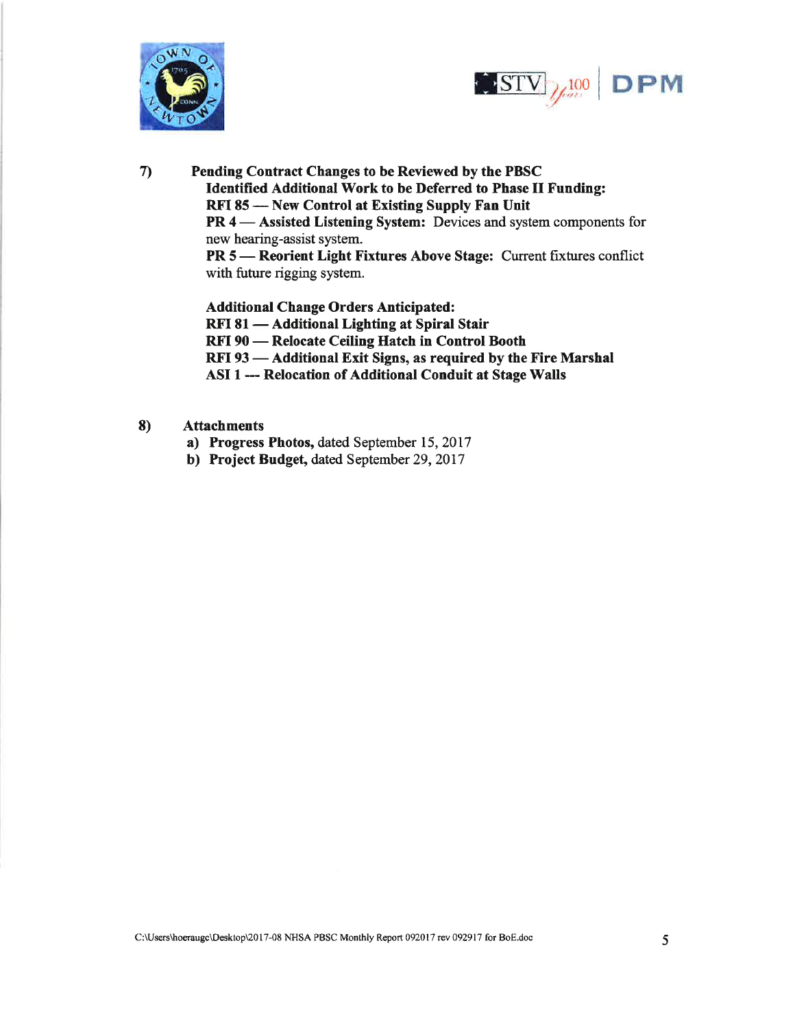7) **Pending Contract Changes to be Reviewed by the PBSC**

**Identified Additional Work to be Deferred to Phase II Funding:**

**RFI 85 — New Control at Existing Supply Fan Unit**

**PR 4 — Assisted Listening System:** Devices and system components for new hearing-assist system.

**PR 5 — Reorient Light Fixtures Above Stage:** Current fixtures conflict with future rigging system.

**Additional Change Orders Anticipated:**

**RFI 81 — Additional Lighting at Spiral Stair**

**RFI 90 — Relocate Ceiling Hatch in Control Booth**

**RFI 93 — Additional Exit Signs, as required by the Fire Marshal**

**ASI 1 --- Relocation of Additional Conduit at Stage Walls**

8) **Attachments**

a) **Progress Photos,** dated September 15, 2017

b) **Project Budget,** dated September 29, 2017

C:\Users\hoeraugc\Desktop\2017-08 NHSA PBSC Monthly Report 092017 rev 092917 for BoE.doc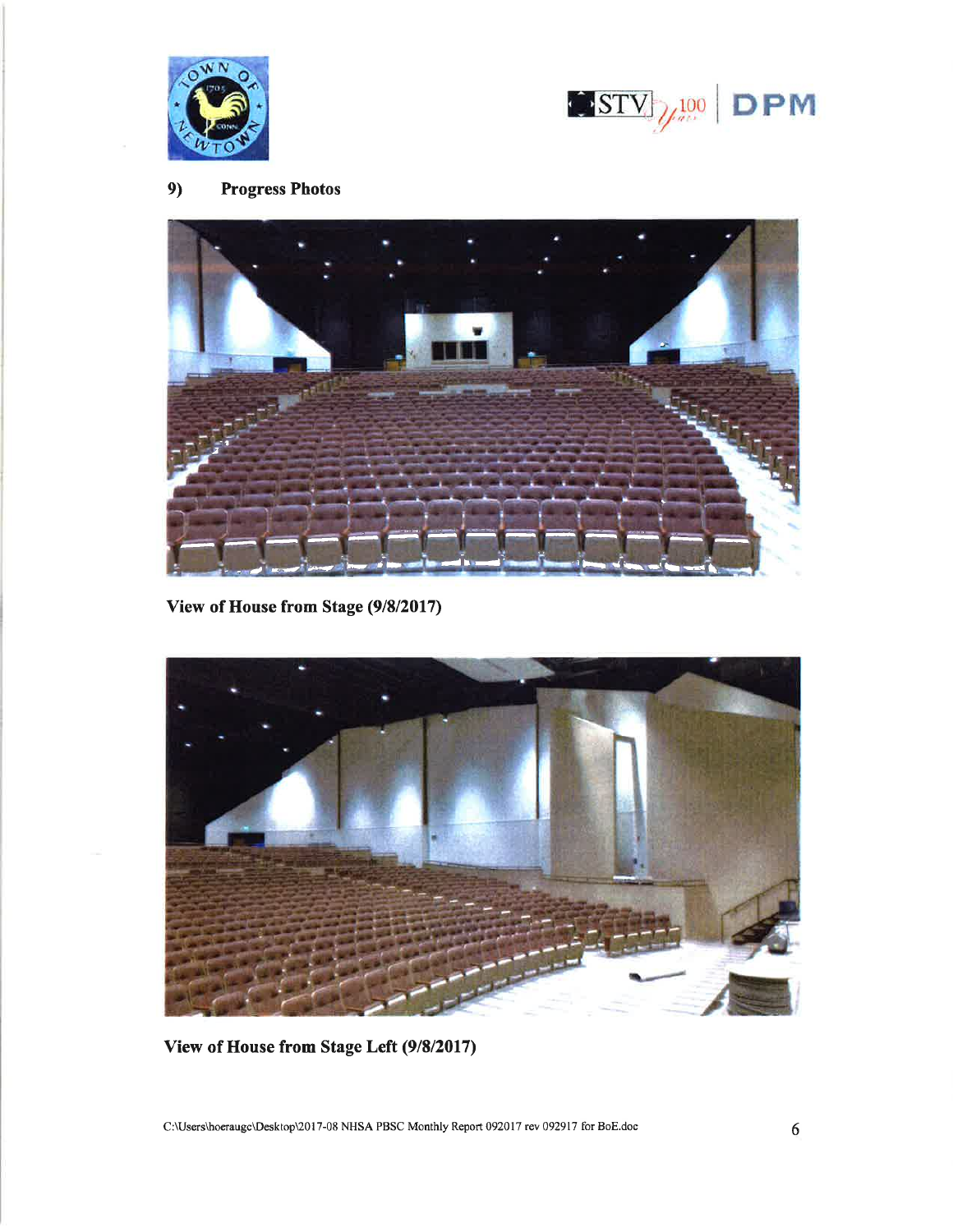## 9) Progress Photos

View of House from Stage (9/8/2017)

View of House from Stage Left (9/8/2017)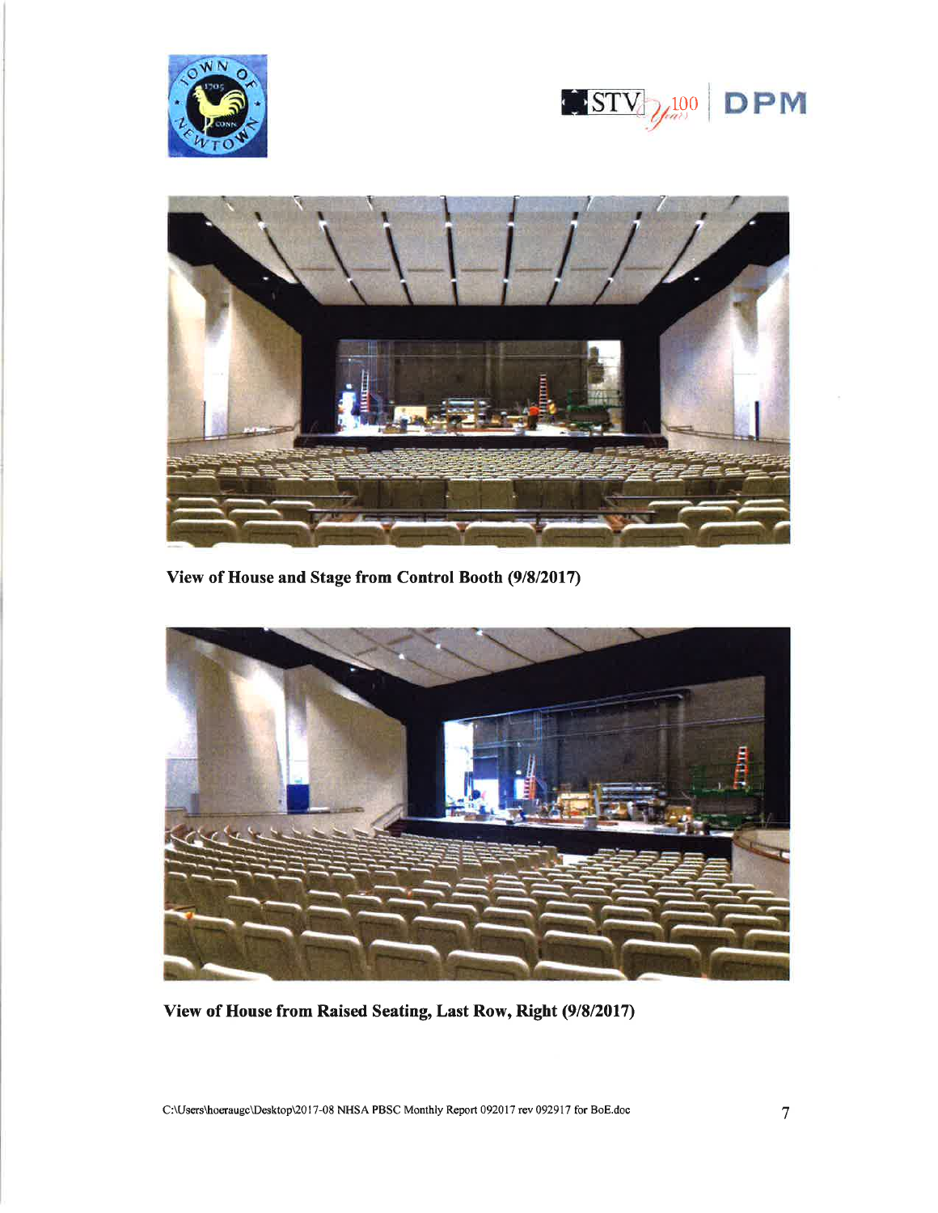View of House and Stage from Control Booth (9/8/2017)

View of House from Raised Seating, Last Row, Right (9/8/2017)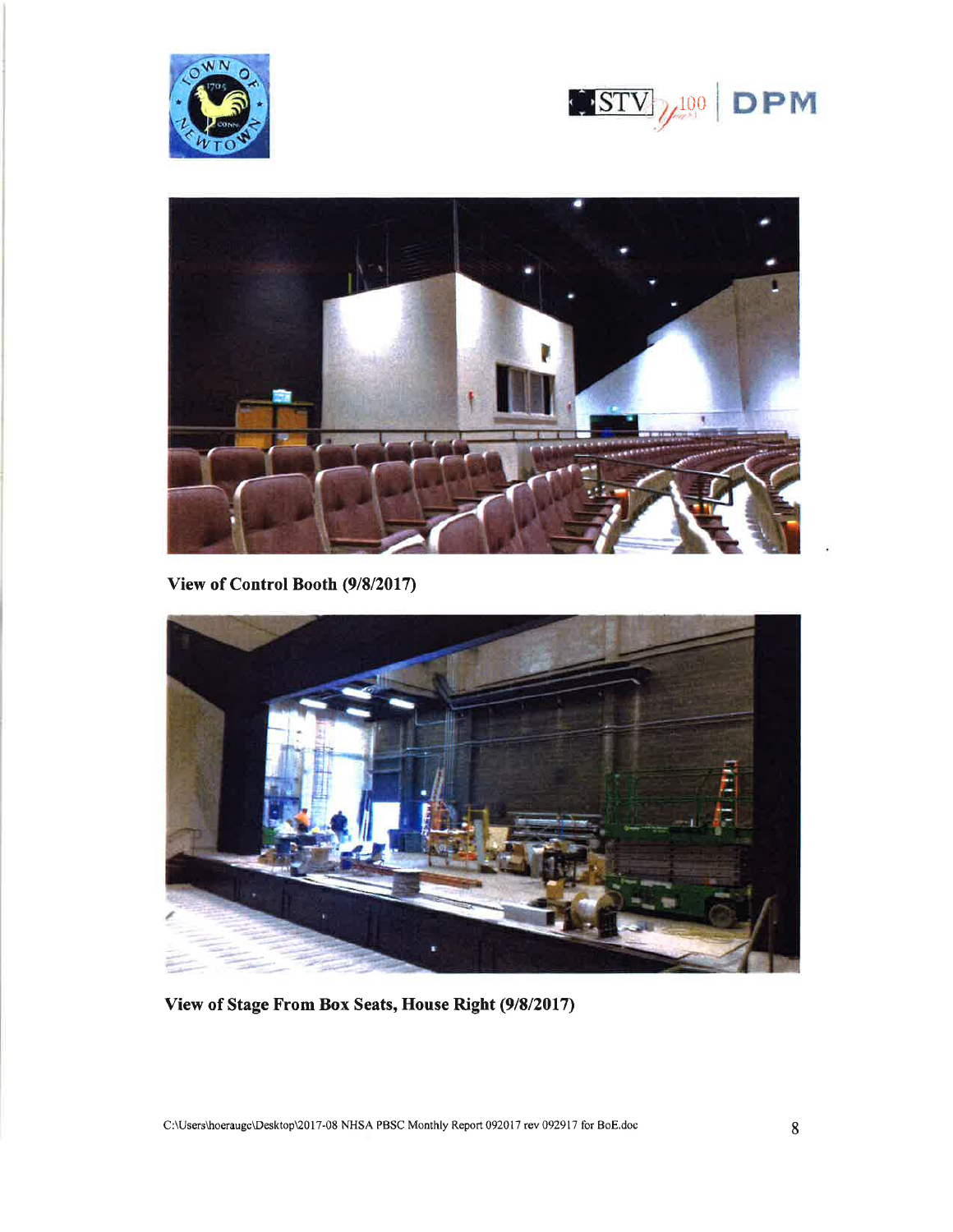View of Control Booth (9/8/2017)

View of Stage From Box Seats, House Right (9/8/2017)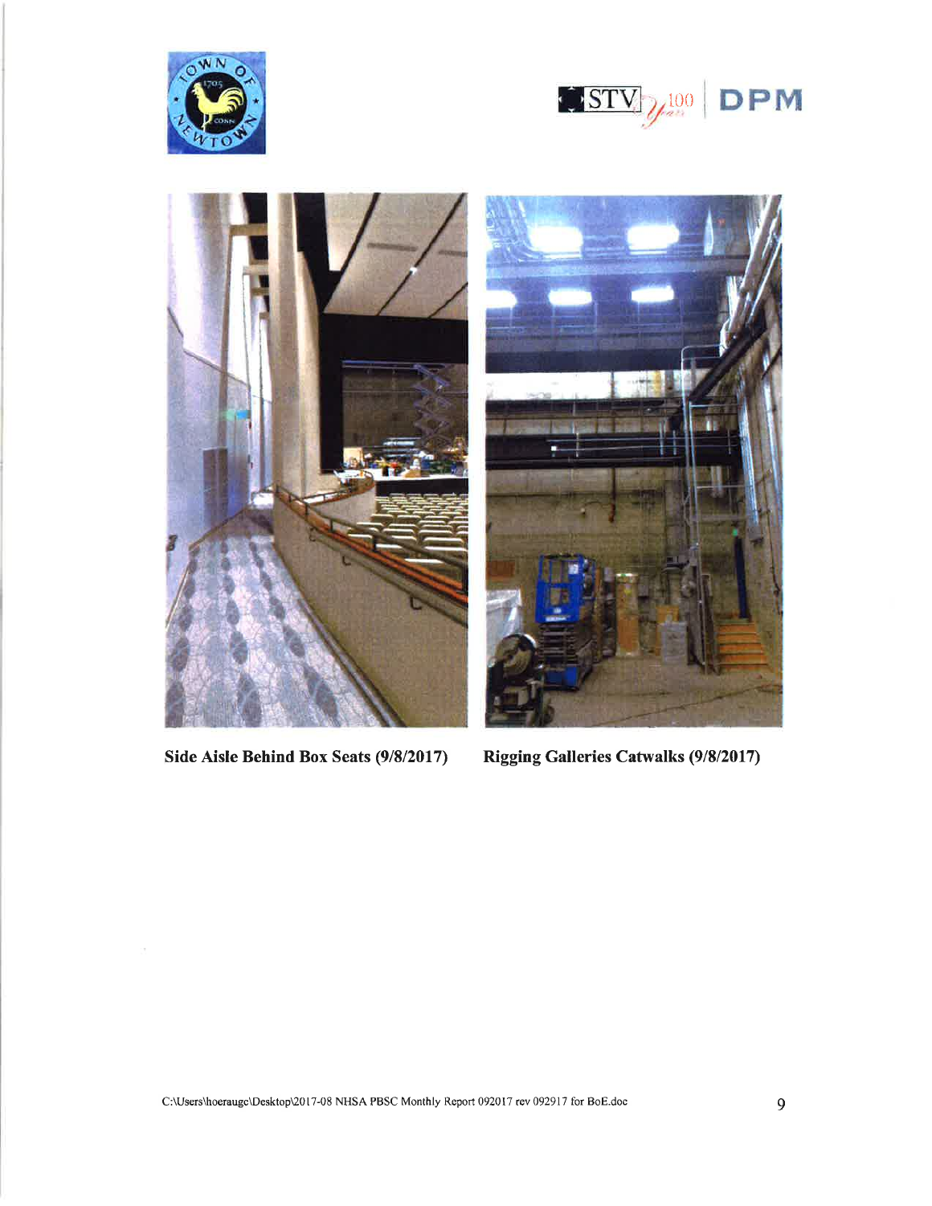Side Aisle Behind Box Seats (9/8/2017)

Rigging Galleries Catwalks (9/8/2017)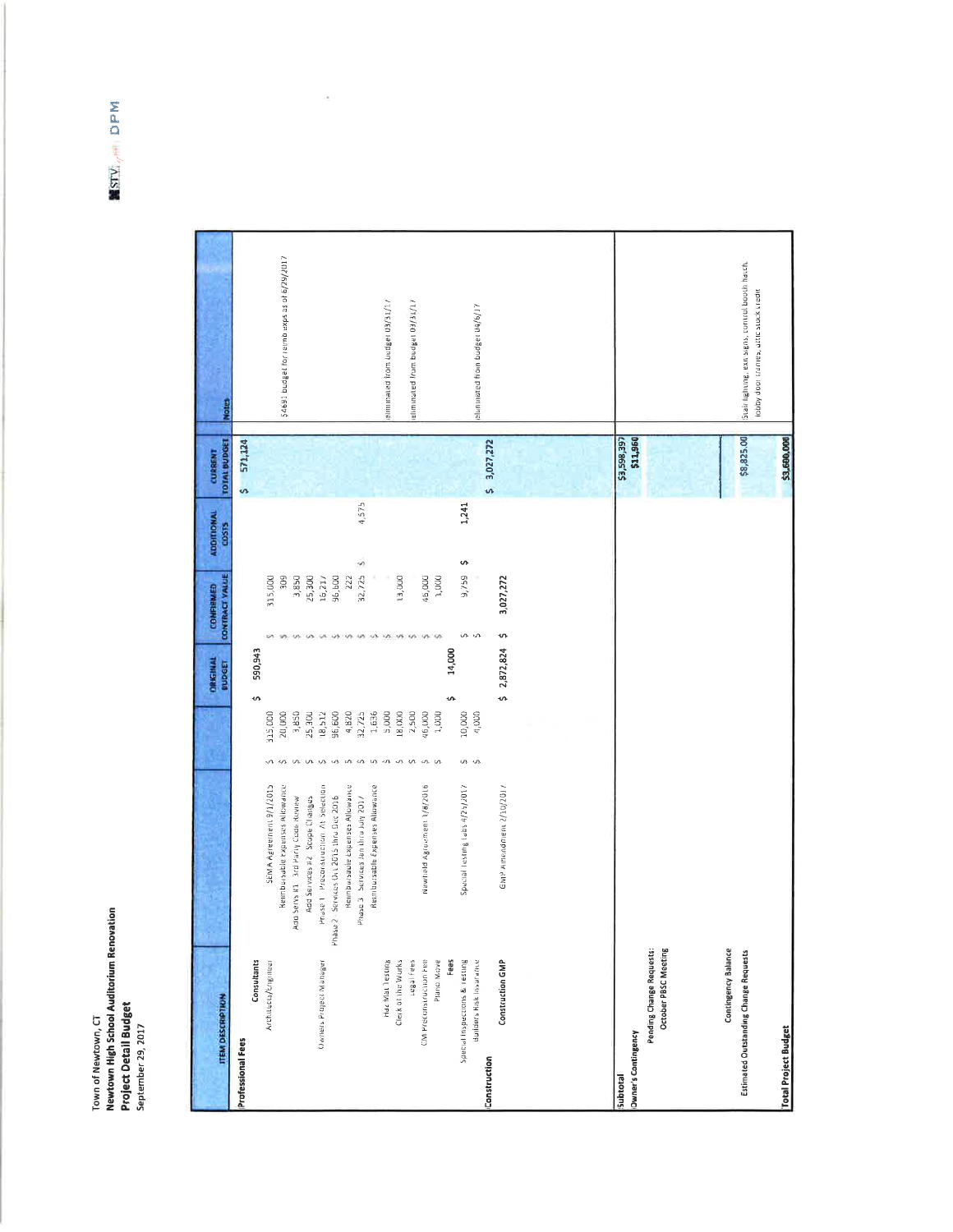Town of Newtown, CT
**Newtown High School Auditorium Renovation**
**Project Detail Budget**
September 29, 2017

STV DPM

| ITEM DESCRIPTION | | | ORIGINAL BUDGET | CONFIRMED CONTRACT VALUE | ADDITIONAL COSTS | CURRENT TOTAL BUDGET | Notes |
|---|---|---|---|---|---|---|---|
| **Professional Fees** | | | | | | | |
| **Consultants** | | | $ 590,943 | | | $ 571,124 | |
| Architects/Engineer | SEMA Agreement 9/1/2015 | $ 315,000 | | $ 315,000 | | | |
| | Reimbursable Expenses Allowance | $ 20,000 | | $ 309 | | | $4691 budget for reimb exps as of 6/29/2017 |
| | Add Servs #1 - 3rd Party Code Review | $ 3,850 | | $ 3,850 | | | |
| | Add Services #2 - Scope Changes | $ 25,300 | | $ 25,300 | | | |
| Owners Project Manager | Phase 1 - Preconstruction /A Selection | $ 18,512 | | $ 18,217 | | | |
| | Phase 2 - Services Oct 2015 thru Dec 2016 | $ 96,600 | | $ 96,600 | | | |
| | Reimbursable Expenses Allowance | $ 4,820 | | $ 222 | | | |
| | Phase 3 - Services Jan thru July 2017 | $ 32,725 | | $ 32,725 | $ 4,575 | | |
| | Reimbursable Expenses Allowance | $ 1,636 | | $ - | | | |
| Haz Mat Testing | | $ 5,000 | | $ - | | | eliminated from budget 03/31/17 |
| Clerk of the Works | | $ 18,000 | | $ 13,000 | | | |
| Legal Fees | | $ 2,500 | | $ - | | | eliminated from budget 03/31/17 |
| CM Preconstruction Fee | Newfield Agreement 1/8/2016 | $ 46,000 | | $ 46,000 | | | |
| Piano Move | | $ 1,000 | | $ 1,000 | | | |
| **Fees** | | | $ 14,000 | | | | |
| Special Inspections & Testing | Special Testing Labs 4/24/2017 | $ 10,000 | | $ 9,759 | $ 1,241 | | |
| Builders Risk Insurance | | $ 4,000 | | $ - | | | eliminated from budget 04/6/17 |
| **Construction** | | | | | | | |
| **Construction GMP** | GMP Amendment 2/10/2017 | | $ 2,872,824 | $ 3,027,272 | | $ 3,027,272 | |
| **Subtotal** | | | | | | $3,598,397 | |
| **Owner's Contingency** | | | | | | $11,960 | |
| **Pending Change Requests:** | | | | | | | |
| **October PBSC Meeting** | | | | | | | |
| **Contingency Balance** | | | | | | | |
| **Estimated Outstanding Change Requests** | | | | | | $8,825.00 | Stair lighting, exit signs, control booth hatch, lobby door frames, attic stock credit |
| **Total Project Budget** | | | | | | $3,600,000 | |